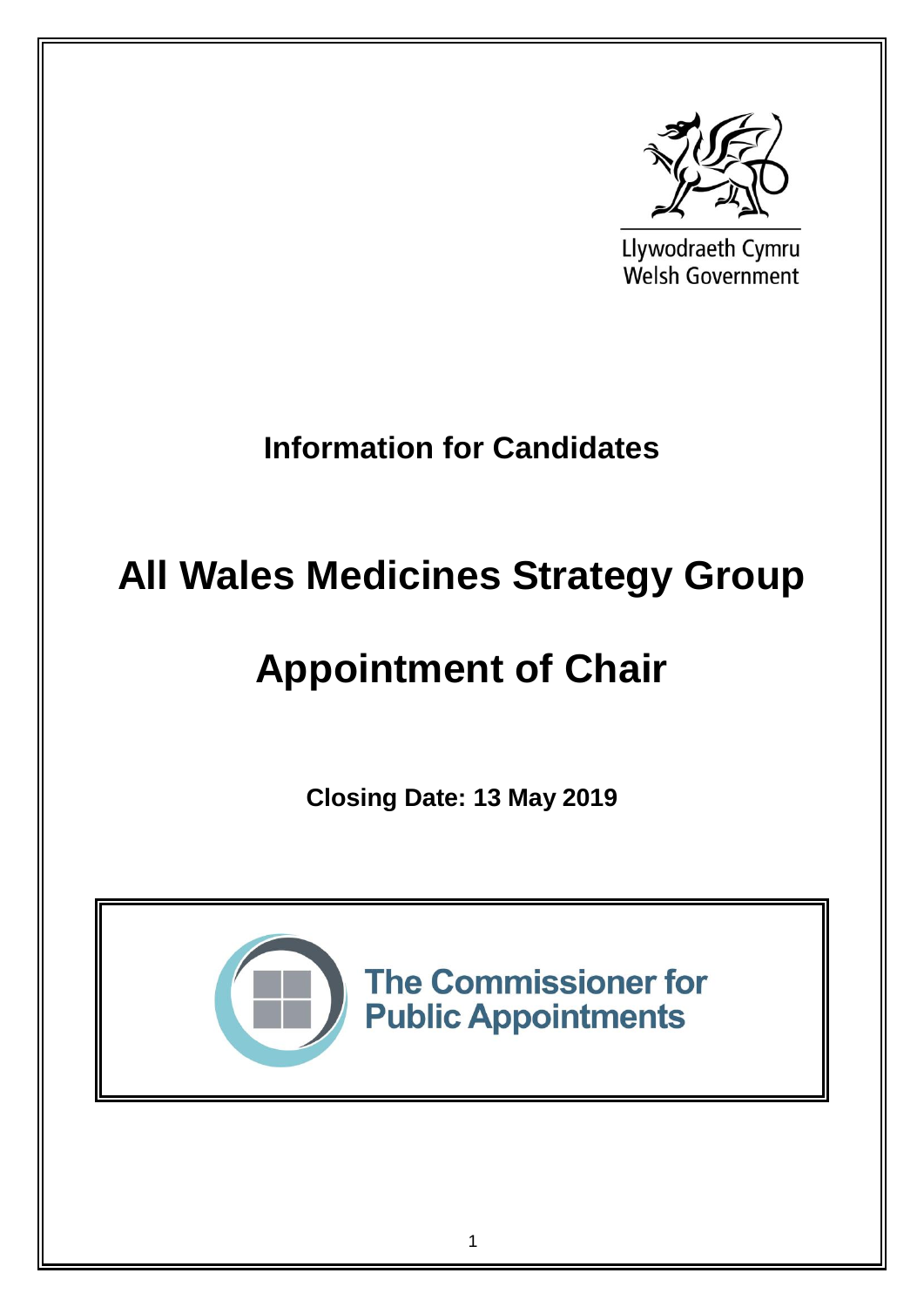Llywodraeth Cymru
Welsh Government

## Information for Candidates

# All Wales Medicines Strategy Group

# Appointment of Chair

**Closing Date: 13 May 2019**

The Commissioner for Public Appointments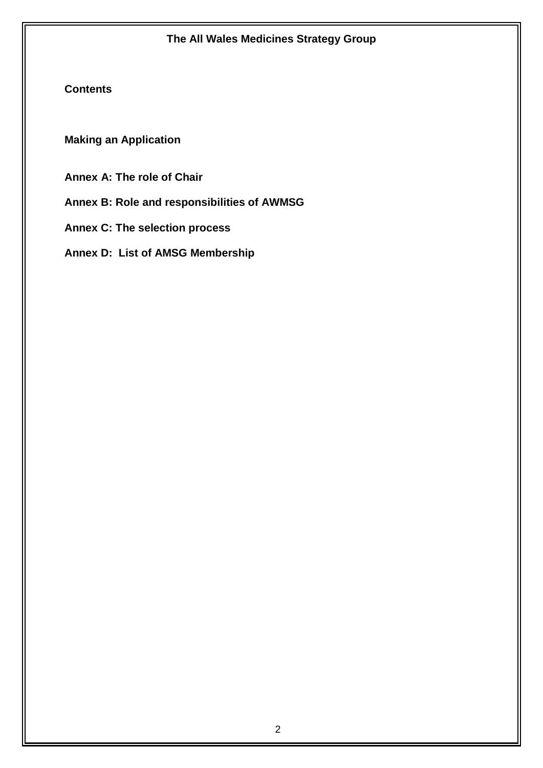**The All Wales Medicines Strategy Group**

## Contents

**Making an Application**

**Annex A: The role of Chair**

**Annex B: Role and responsibilities of AWMSG**

**Annex C: The selection process**

**Annex D: List of AMSG Membership**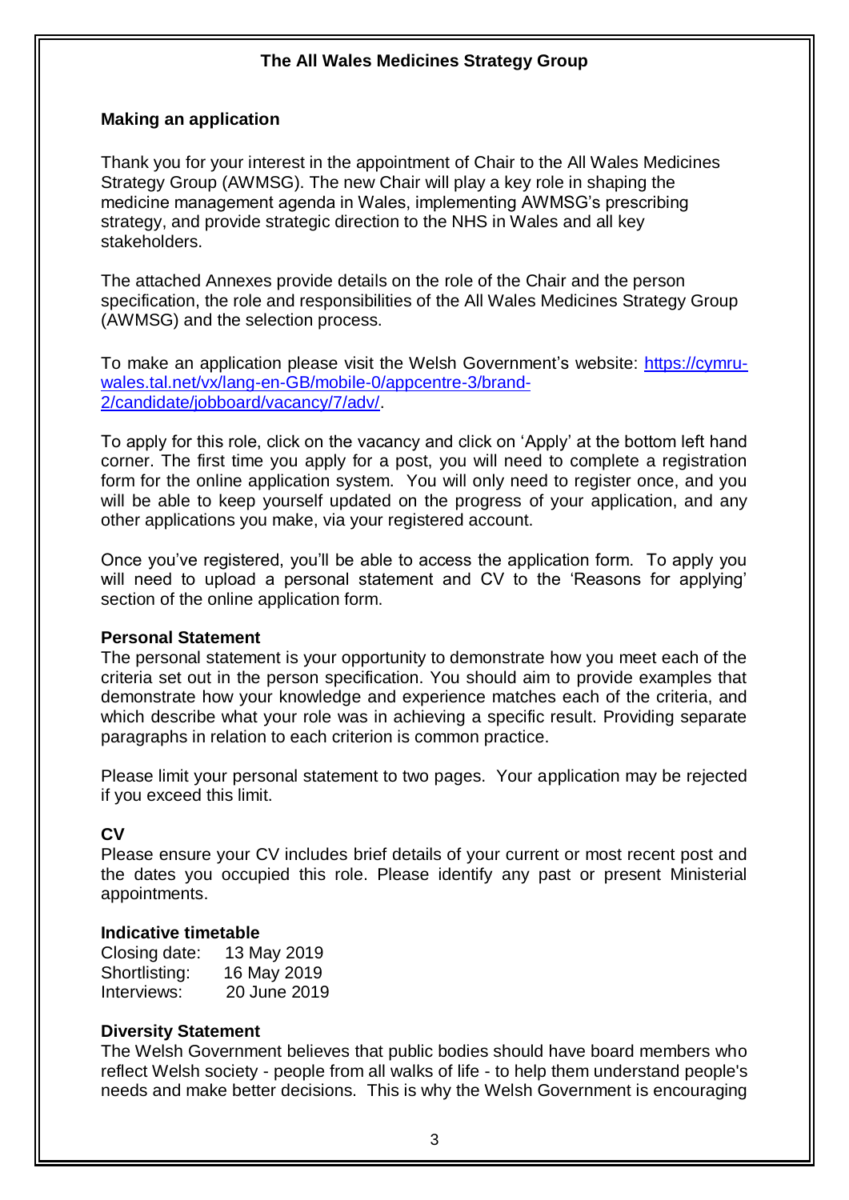**The All Wales Medicines Strategy Group**

## Making an application

Thank you for your interest in the appointment of Chair to the All Wales Medicines Strategy Group (AWMSG). The new Chair will play a key role in shaping the medicine management agenda in Wales, implementing AWMSG's prescribing strategy, and provide strategic direction to the NHS in Wales and all key stakeholders.

The attached Annexes provide details on the role of the Chair and the person specification, the role and responsibilities of the All Wales Medicines Strategy Group (AWMSG) and the selection process.

To make an application please visit the Welsh Government's website: [https://cymru-wales.tal.net/vx/lang-en-GB/mobile-0/appcentre-3/brand-2/candidate/jobboard/vacancy/7/adv/](https://cymru-wales.tal.net/vx/lang-en-GB/mobile-0/appcentre-3/brand-2/candidate/jobboard/vacancy/7/adv/).

To apply for this role, click on the vacancy and click on 'Apply' at the bottom left hand corner. The first time you apply for a post, you will need to complete a registration form for the online application system. You will only need to register once, and you will be able to keep yourself updated on the progress of your application, and any other applications you make, via your registered account.

Once you've registered, you'll be able to access the application form. To apply you will need to upload a personal statement and CV to the 'Reasons for applying' section of the online application form.

### Personal Statement

The personal statement is your opportunity to demonstrate how you meet each of the criteria set out in the person specification. You should aim to provide examples that demonstrate how your knowledge and experience matches each of the criteria, and which describe what your role was in achieving a specific result. Providing separate paragraphs in relation to each criterion is common practice.

Please limit your personal statement to two pages. Your application may be rejected if you exceed this limit.

### CV

Please ensure your CV includes brief details of your current or most recent post and the dates you occupied this role. Please identify any past or present Ministerial appointments.

### Indicative timetable

Closing date: 13 May 2019
Shortlisting: 16 May 2019
Interviews: 20 June 2019

### Diversity Statement

The Welsh Government believes that public bodies should have board members who reflect Welsh society - people from all walks of life - to help them understand people's needs and make better decisions. This is why the Welsh Government is encouraging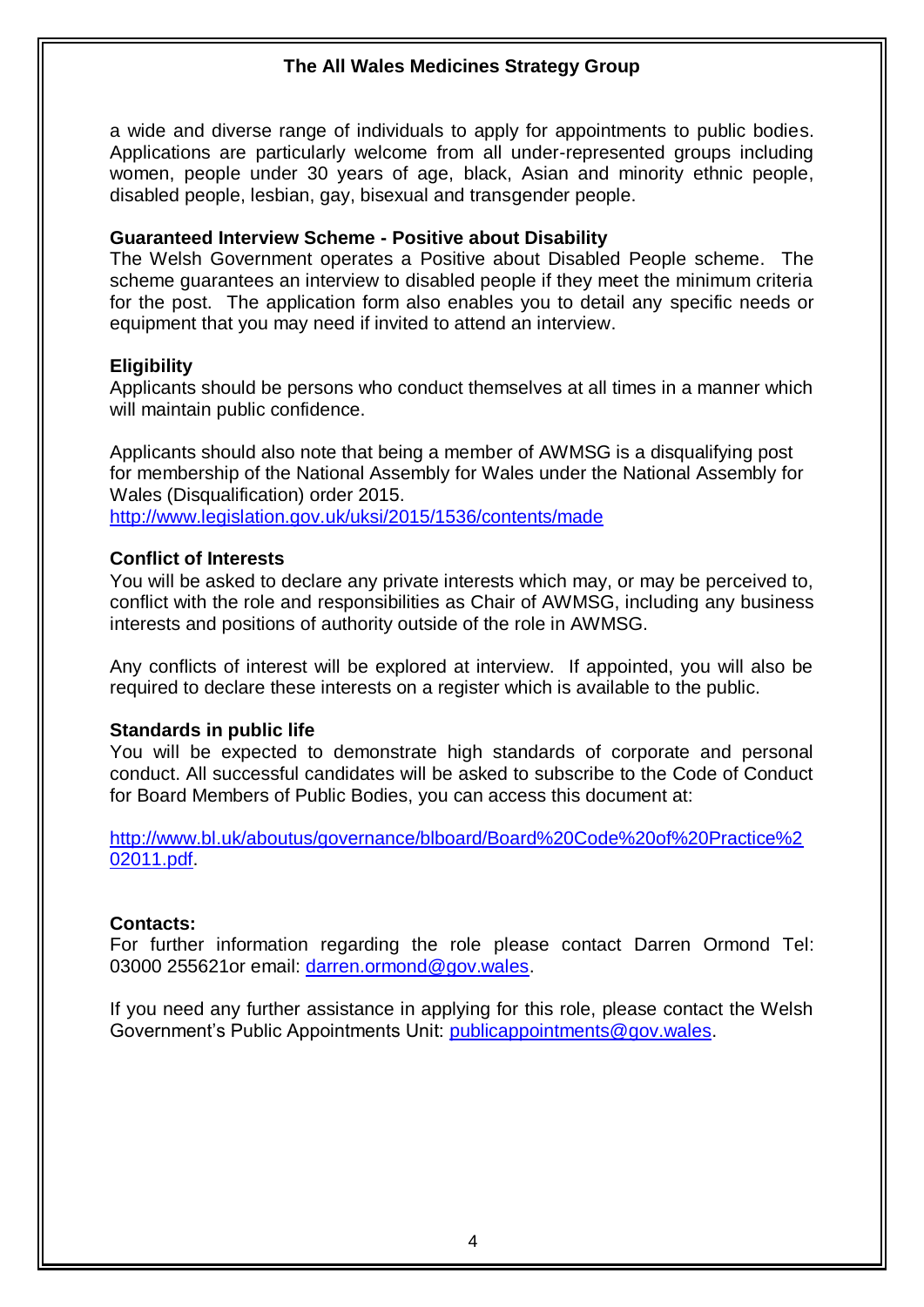a wide and diverse range of individuals to apply for appointments to public bodies. Applications are particularly welcome from all under-represented groups including women, people under 30 years of age, black, Asian and minority ethnic people, disabled people, lesbian, gay, bisexual and transgender people.

**Guaranteed Interview Scheme - Positive about Disability**

The Welsh Government operates a Positive about Disabled People scheme. The scheme guarantees an interview to disabled people if they meet the minimum criteria for the post. The application form also enables you to detail any specific needs or equipment that you may need if invited to attend an interview.

**Eligibility**

Applicants should be persons who conduct themselves at all times in a manner which will maintain public confidence.

Applicants should also note that being a member of AWMSG is a disqualifying post for membership of the National Assembly for Wales under the National Assembly for Wales (Disqualification) order 2015.
http://www.legislation.gov.uk/uksi/2015/1536/contents/made

**Conflict of Interests**

You will be asked to declare any private interests which may, or may be perceived to, conflict with the role and responsibilities as Chair of AWMSG, including any business interests and positions of authority outside of the role in AWMSG.

Any conflicts of interest will be explored at interview. If appointed, you will also be required to declare these interests on a register which is available to the public.

**Standards in public life**

You will be expected to demonstrate high standards of corporate and personal conduct. All successful candidates will be asked to subscribe to the Code of Conduct for Board Members of Public Bodies, you can access this document at:

http://www.bl.uk/aboutus/governance/blboard/Board%20Code%20of%20Practice%202011.pdf.

**Contacts:**

For further information regarding the role please contact Darren Ormond Tel: 03000 255621or email: darren.ormond@gov.wales.

If you need any further assistance in applying for this role, please contact the Welsh Government's Public Appointments Unit: publicappointments@gov.wales.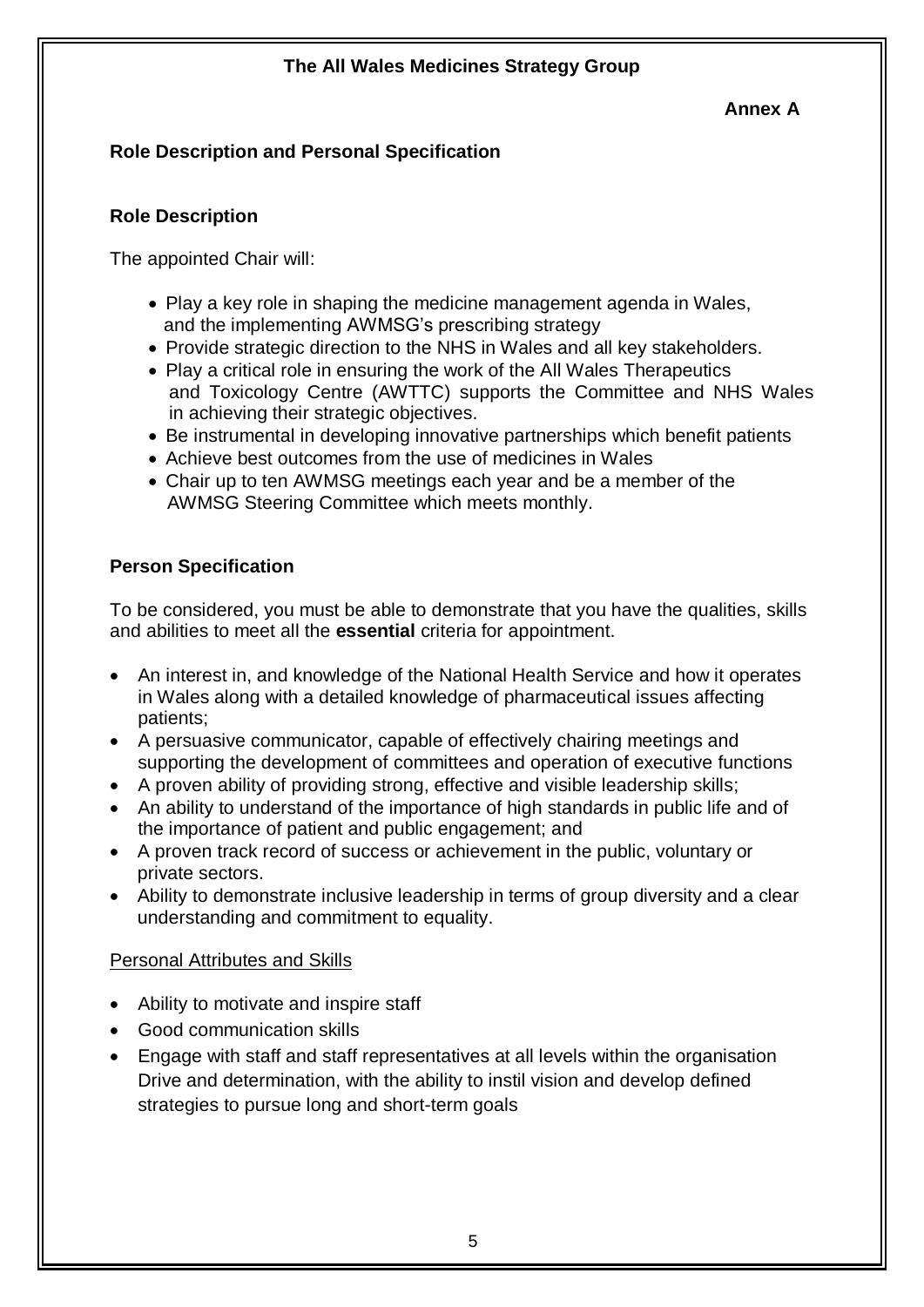**The All Wales Medicines Strategy Group**

**Annex A**

**Role Description and Personal Specification**

**Role Description**

The appointed Chair will:

- Play a key role in shaping the medicine management agenda in Wales, and the implementing AWMSG's prescribing strategy
- Provide strategic direction to the NHS in Wales and all key stakeholders.
- Play a critical role in ensuring the work of the All Wales Therapeutics and Toxicology Centre (AWTTC) supports the Committee and NHS Wales in achieving their strategic objectives.
- Be instrumental in developing innovative partnerships which benefit patients
- Achieve best outcomes from the use of medicines in Wales
- Chair up to ten AWMSG meetings each year and be a member of the AWMSG Steering Committee which meets monthly.

**Person Specification**

To be considered, you must be able to demonstrate that you have the qualities, skills and abilities to meet all the **essential** criteria for appointment.

- An interest in, and knowledge of the National Health Service and how it operates in Wales along with a detailed knowledge of pharmaceutical issues affecting patients;
- A persuasive communicator, capable of effectively chairing meetings and supporting the development of committees and operation of executive functions
- A proven ability of providing strong, effective and visible leadership skills;
- An ability to understand of the importance of high standards in public life and of the importance of patient and public engagement; and
- A proven track record of success or achievement in the public, voluntary or private sectors.
- Ability to demonstrate inclusive leadership in terms of group diversity and a clear understanding and commitment to equality.

<u>Personal Attributes and Skills</u>

- Ability to motivate and inspire staff
- Good communication skills
- Engage with staff and staff representatives at all levels within the organisation Drive and determination, with the ability to instil vision and develop defined strategies to pursue long and short-term goals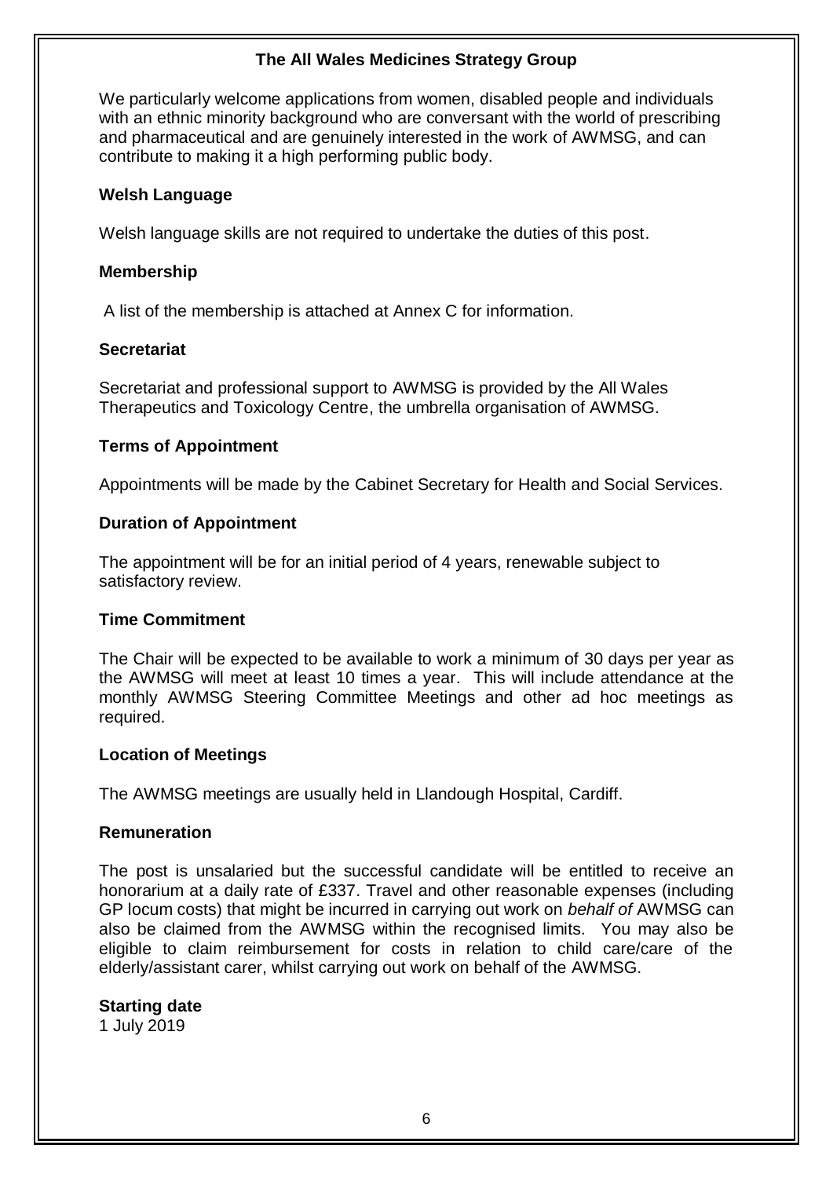**The All Wales Medicines Strategy Group**

We particularly welcome applications from women, disabled people and individuals with an ethnic minority background who are conversant with the world of prescribing and pharmaceutical and are genuinely interested in the work of AWMSG, and can contribute to making it a high performing public body.

**Welsh Language**

Welsh language skills are not required to undertake the duties of this post.

**Membership**

A list of the membership is attached at Annex C for information.

**Secretariat**

Secretariat and professional support to AWMSG is provided by the All Wales Therapeutics and Toxicology Centre, the umbrella organisation of AWMSG.

**Terms of Appointment**

Appointments will be made by the Cabinet Secretary for Health and Social Services.

**Duration of Appointment**

The appointment will be for an initial period of 4 years, renewable subject to satisfactory review.

**Time Commitment**

The Chair will be expected to be available to work a minimum of 30 days per year as the AWMSG will meet at least 10 times a year. This will include attendance at the monthly AWMSG Steering Committee Meetings and other ad hoc meetings as required.

**Location of Meetings**

The AWMSG meetings are usually held in Llandough Hospital, Cardiff.

**Remuneration**

The post is unsalaried but the successful candidate will be entitled to receive an honorarium at a daily rate of £337. Travel and other reasonable expenses (including GP locum costs) that might be incurred in carrying out work on *behalf of* AWMSG can also be claimed from the AWMSG within the recognised limits. You may also be eligible to claim reimbursement for costs in relation to child care/care of the elderly/assistant carer, whilst carrying out work on behalf of the AWMSG.

**Starting date**

1 July 2019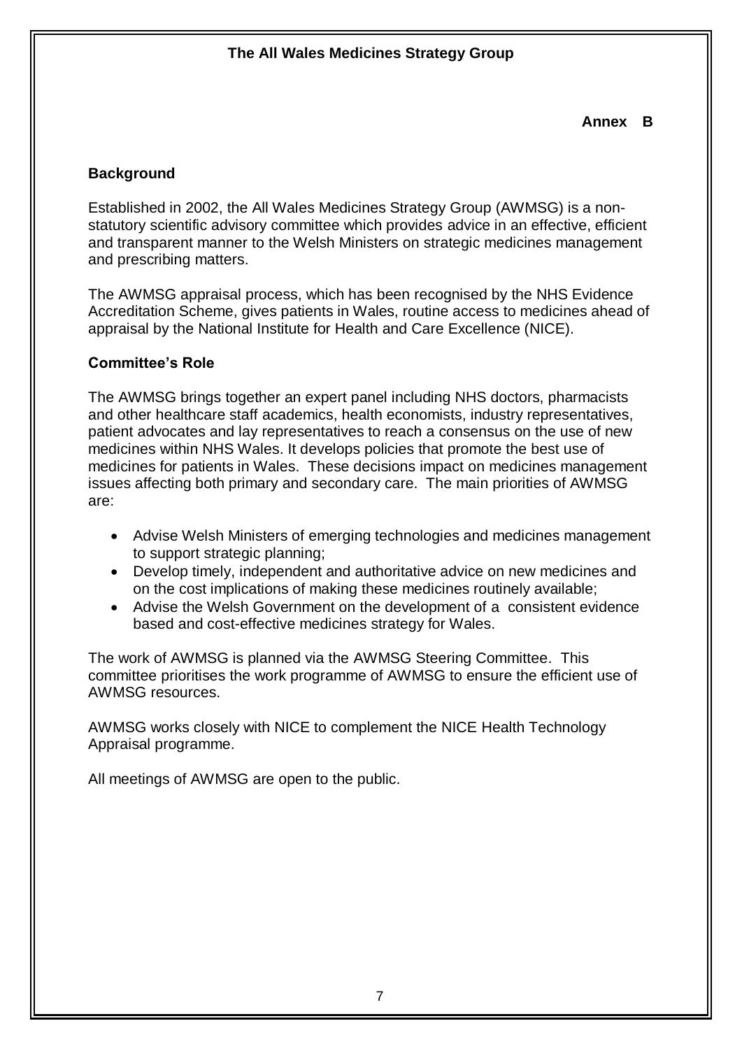**The All Wales Medicines Strategy Group**

**Annex B**

## Background

Established in 2002, the All Wales Medicines Strategy Group (AWMSG) is a non-statutory scientific advisory committee which provides advice in an effective, efficient and transparent manner to the Welsh Ministers on strategic medicines management and prescribing matters.

The AWMSG appraisal process, which has been recognised by the NHS Evidence Accreditation Scheme, gives patients in Wales, routine access to medicines ahead of appraisal by the National Institute for Health and Care Excellence (NICE).

## Committee's Role

The AWMSG brings together an expert panel including NHS doctors, pharmacists and other healthcare staff academics, health economists, industry representatives, patient advocates and lay representatives to reach a consensus on the use of new medicines within NHS Wales. It develops policies that promote the best use of medicines for patients in Wales. These decisions impact on medicines management issues affecting both primary and secondary care. The main priorities of AWMSG are:

- Advise Welsh Ministers of emerging technologies and medicines management to support strategic planning;
- Develop timely, independent and authoritative advice on new medicines and on the cost implications of making these medicines routinely available;
- Advise the Welsh Government on the development of a consistent evidence based and cost-effective medicines strategy for Wales.

The work of AWMSG is planned via the AWMSG Steering Committee. This committee prioritises the work programme of AWMSG to ensure the efficient use of AWMSG resources.

AWMSG works closely with NICE to complement the NICE Health Technology Appraisal programme.

All meetings of AWMSG are open to the public.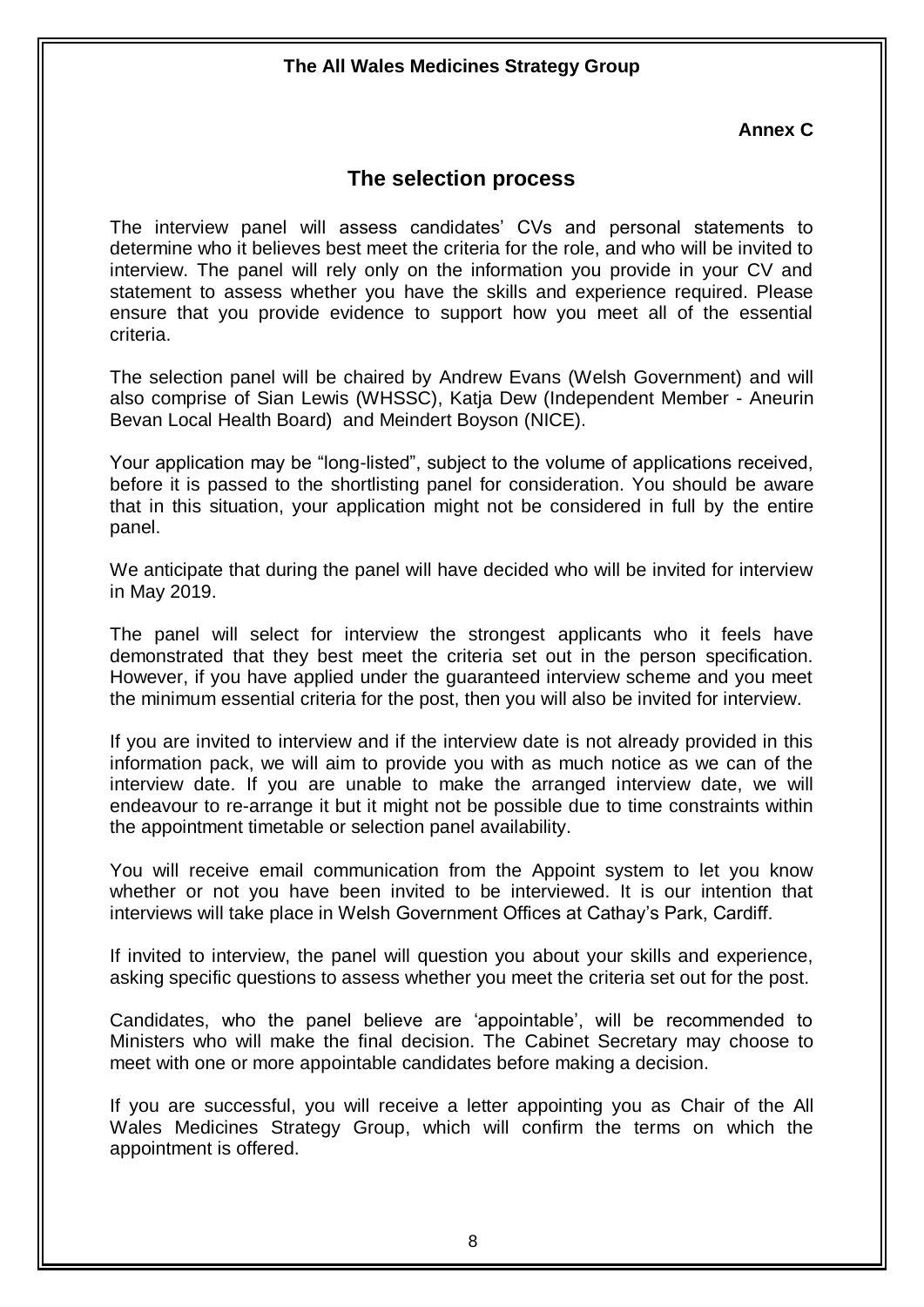**The All Wales Medicines Strategy Group**

**Annex C**

## The selection process

The interview panel will assess candidates' CVs and personal statements to determine who it believes best meet the criteria for the role, and who will be invited to interview. The panel will rely only on the information you provide in your CV and statement to assess whether you have the skills and experience required. Please ensure that you provide evidence to support how you meet all of the essential criteria.

The selection panel will be chaired by Andrew Evans (Welsh Government) and will also comprise of Sian Lewis (WHSSC), Katja Dew (Independent Member - Aneurin Bevan Local Health Board) and Meindert Boyson (NICE).

Your application may be "long-listed", subject to the volume of applications received, before it is passed to the shortlisting panel for consideration. You should be aware that in this situation, your application might not be considered in full by the entire panel.

We anticipate that during the panel will have decided who will be invited for interview in May 2019.

The panel will select for interview the strongest applicants who it feels have demonstrated that they best meet the criteria set out in the person specification. However, if you have applied under the guaranteed interview scheme and you meet the minimum essential criteria for the post, then you will also be invited for interview.

If you are invited to interview and if the interview date is not already provided in this information pack, we will aim to provide you with as much notice as we can of the interview date. If you are unable to make the arranged interview date, we will endeavour to re-arrange it but it might not be possible due to time constraints within the appointment timetable or selection panel availability.

You will receive email communication from the Appoint system to let you know whether or not you have been invited to be interviewed. It is our intention that interviews will take place in Welsh Government Offices at Cathay's Park, Cardiff.

If invited to interview, the panel will question you about your skills and experience, asking specific questions to assess whether you meet the criteria set out for the post.

Candidates, who the panel believe are 'appointable', will be recommended to Ministers who will make the final decision. The Cabinet Secretary may choose to meet with one or more appointable candidates before making a decision.

If you are successful, you will receive a letter appointing you as Chair of the All Wales Medicines Strategy Group, which will confirm the terms on which the appointment is offered.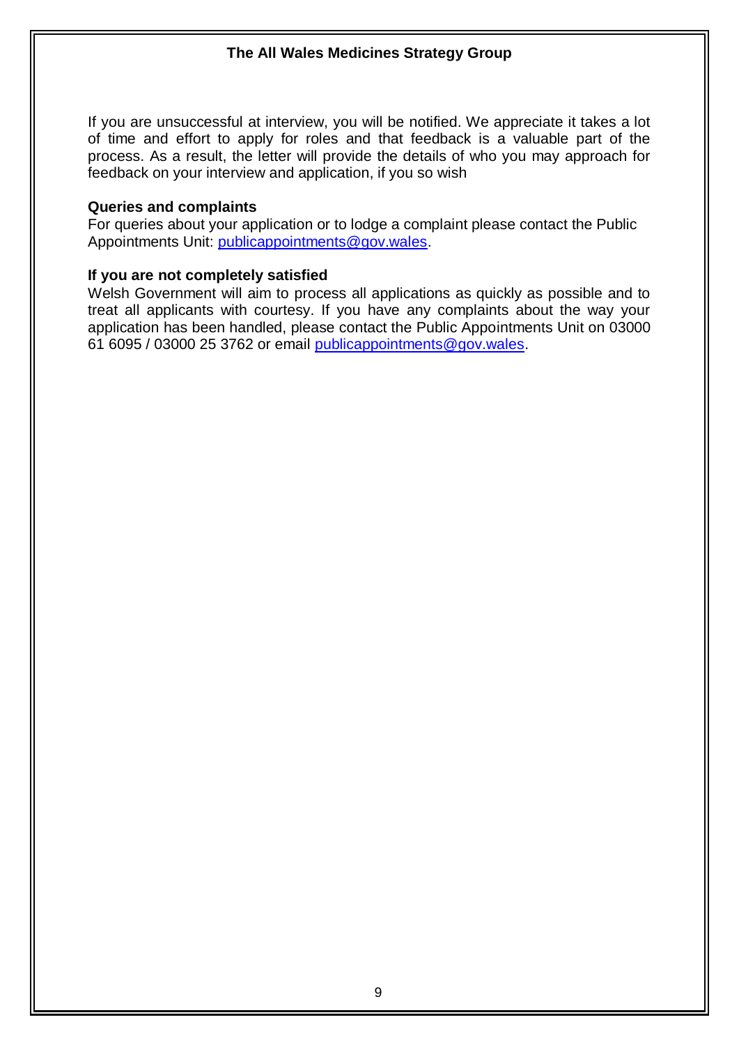If you are unsuccessful at interview, you will be notified. We appreciate it takes a lot of time and effort to apply for roles and that feedback is a valuable part of the process. As a result, the letter will provide the details of who you may approach for feedback on your interview and application, if you so wish

**Queries and complaints**

For queries about your application or to lodge a complaint please contact the Public Appointments Unit: publicappointments@gov.wales.

**If you are not completely satisfied**

Welsh Government will aim to process all applications as quickly as possible and to treat all applicants with courtesy. If you have any complaints about the way your application has been handled, please contact the Public Appointments Unit on 03000 61 6095 / 03000 25 3762 or email publicappointments@gov.wales.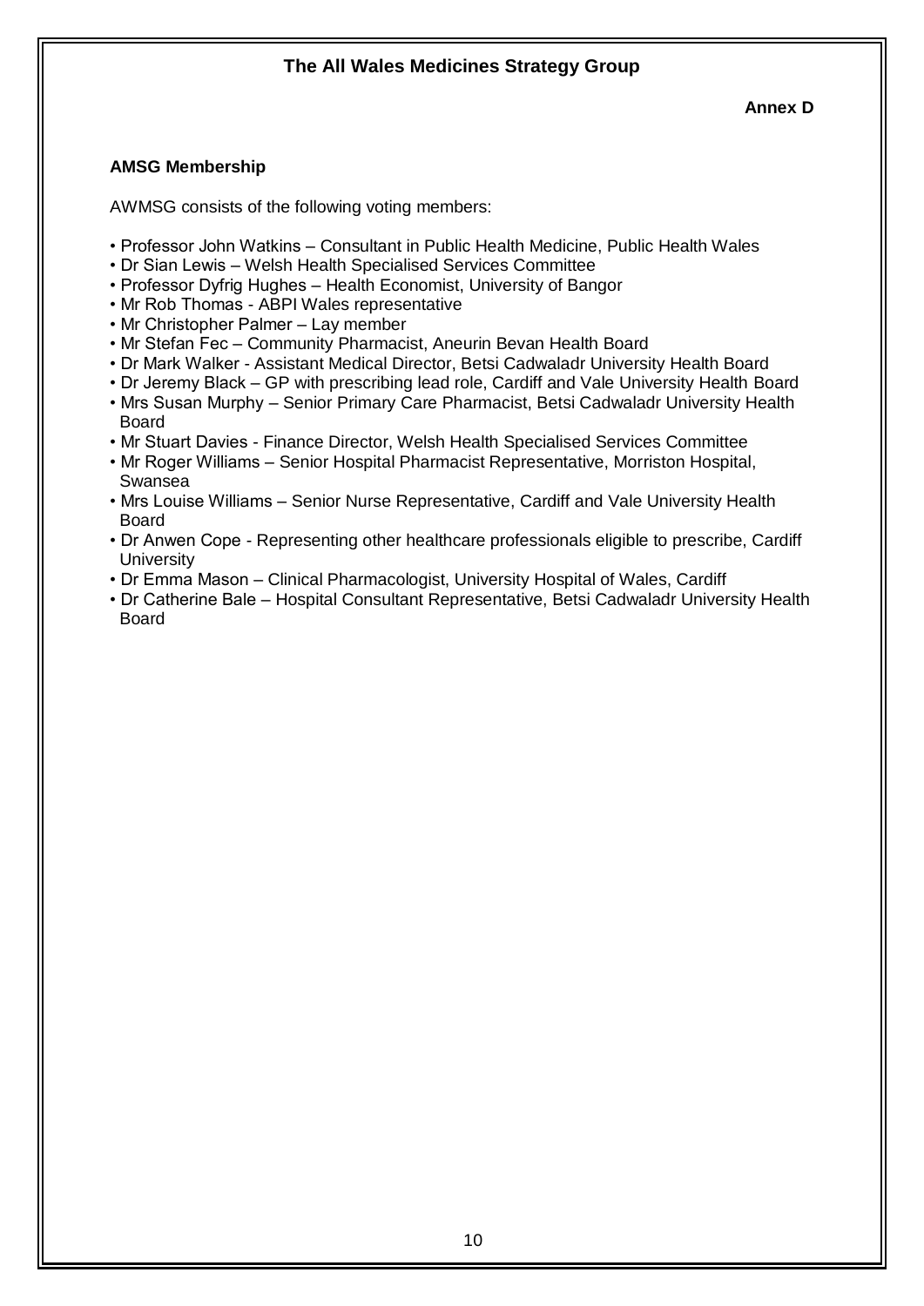# The All Wales Medicines Strategy Group

**Annex D**

**AMSG Membership**

AWMSG consists of the following voting members:

- Professor John Watkins – Consultant in Public Health Medicine, Public Health Wales
- Dr Sian Lewis – Welsh Health Specialised Services Committee
- Professor Dyfrig Hughes – Health Economist, University of Bangor
- Mr Rob Thomas - ABPI Wales representative
- Mr Christopher Palmer – Lay member
- Mr Stefan Fec – Community Pharmacist, Aneurin Bevan Health Board
- Dr Mark Walker - Assistant Medical Director, Betsi Cadwaladr University Health Board
- Dr Jeremy Black – GP with prescribing lead role, Cardiff and Vale University Health Board
- Mrs Susan Murphy – Senior Primary Care Pharmacist, Betsi Cadwaladr University Health Board
- Mr Stuart Davies - Finance Director, Welsh Health Specialised Services Committee
- Mr Roger Williams – Senior Hospital Pharmacist Representative, Morriston Hospital, Swansea
- Mrs Louise Williams – Senior Nurse Representative, Cardiff and Vale University Health Board
- Dr Anwen Cope - Representing other healthcare professionals eligible to prescribe, Cardiff University
- Dr Emma Mason – Clinical Pharmacologist, University Hospital of Wales, Cardiff
- Dr Catherine Bale – Hospital Consultant Representative, Betsi Cadwaladr University Health Board